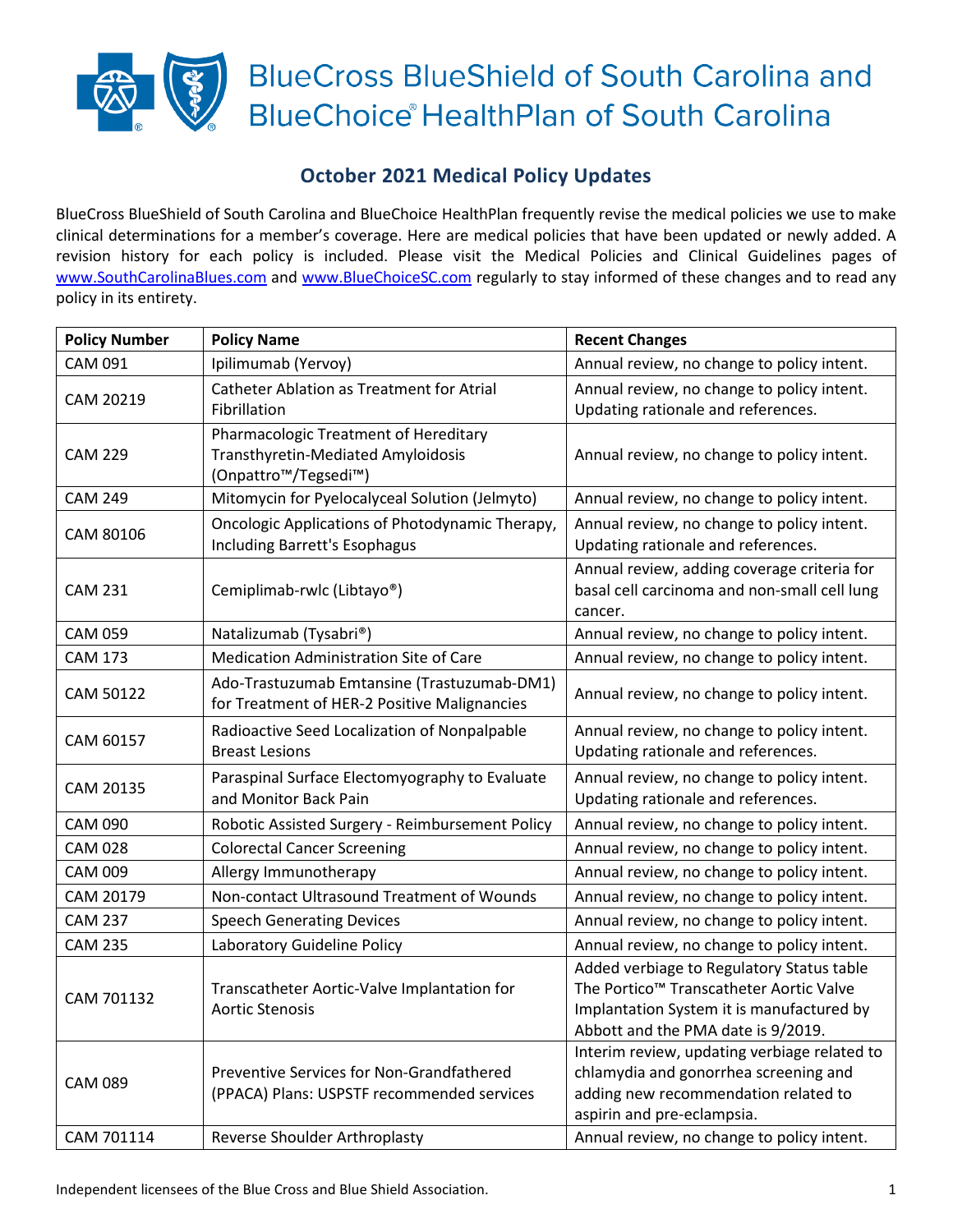BlueCross BlueShield of South Carolina and BlueChoice® HealthPlan of South Carolina

## October 2021 Medical Policy Updates

BlueCross BlueShield of South Carolina and BlueChoice HealthPlan frequently revise the medical policies we use to make clinical determinations for a member's coverage. Here are medical policies that have been updated or newly added. A revision history for each policy is included. Please visit the Medical Policies and Clinical Guidelines pages of www.SouthCarolinaBlues.com and www.BlueChoiceSC.com regularly to stay informed of these changes and to read any policy in its entirety.

| Policy Number | Policy Name | Recent Changes |
|---|---|---|
| CAM 091 | Ipilimumab (Yervoy) | Annual review, no change to policy intent. |
| CAM 20219 | Catheter Ablation as Treatment for Atrial Fibrillation | Annual review, no change to policy intent. Updating rationale and references. |
| CAM 229 | Pharmacologic Treatment of Hereditary Transthyretin-Mediated Amyloidosis (Onpattro™/Tegsedi™) | Annual review, no change to policy intent. |
| CAM 249 | Mitomycin for Pyelocalyceal Solution (Jelmyto) | Annual review, no change to policy intent. |
| CAM 80106 | Oncologic Applications of Photodynamic Therapy, Including Barrett's Esophagus | Annual review, no change to policy intent. Updating rationale and references. |
| CAM 231 | Cemiplimab-rwlc (Libtayo®) | Annual review, adding coverage criteria for basal cell carcinoma and non-small cell lung cancer. |
| CAM 059 | Natalizumab (Tysabri®) | Annual review, no change to policy intent. |
| CAM 173 | Medication Administration Site of Care | Annual review, no change to policy intent. |
| CAM 50122 | Ado-Trastuzumab Emtansine (Trastuzumab-DM1) for Treatment of HER-2 Positive Malignancies | Annual review, no change to policy intent. |
| CAM 60157 | Radioactive Seed Localization of Nonpalpable Breast Lesions | Annual review, no change to policy intent. Updating rationale and references. |
| CAM 20135 | Paraspinal Surface Electomyography to Evaluate and Monitor Back Pain | Annual review, no change to policy intent. Updating rationale and references. |
| CAM 090 | Robotic Assisted Surgery - Reimbursement Policy | Annual review, no change to policy intent. |
| CAM 028 | Colorectal Cancer Screening | Annual review, no change to policy intent. |
| CAM 009 | Allergy Immunotherapy | Annual review, no change to policy intent. |
| CAM 20179 | Non-contact Ultrasound Treatment of Wounds | Annual review, no change to policy intent. |
| CAM 237 | Speech Generating Devices | Annual review, no change to policy intent. |
| CAM 235 | Laboratory Guideline Policy | Annual review, no change to policy intent. |
| CAM 701132 | Transcatheter Aortic-Valve Implantation for Aortic Stenosis | Added verbiage to Regulatory Status table The Portico™ Transcatheter Aortic Valve Implantation System it is manufactured by Abbott and the PMA date is 9/2019. |
| CAM 089 | Preventive Services for Non-Grandfathered (PPACA) Plans: USPSTF recommended services | Interim review, updating verbiage related to chlamydia and gonorrhea screening and adding new recommendation related to aspirin and pre-eclampsia. |
| CAM 701114 | Reverse Shoulder Arthroplasty | Annual review, no change to policy intent. |

Independent licensees of the Blue Cross and Blue Shield Association.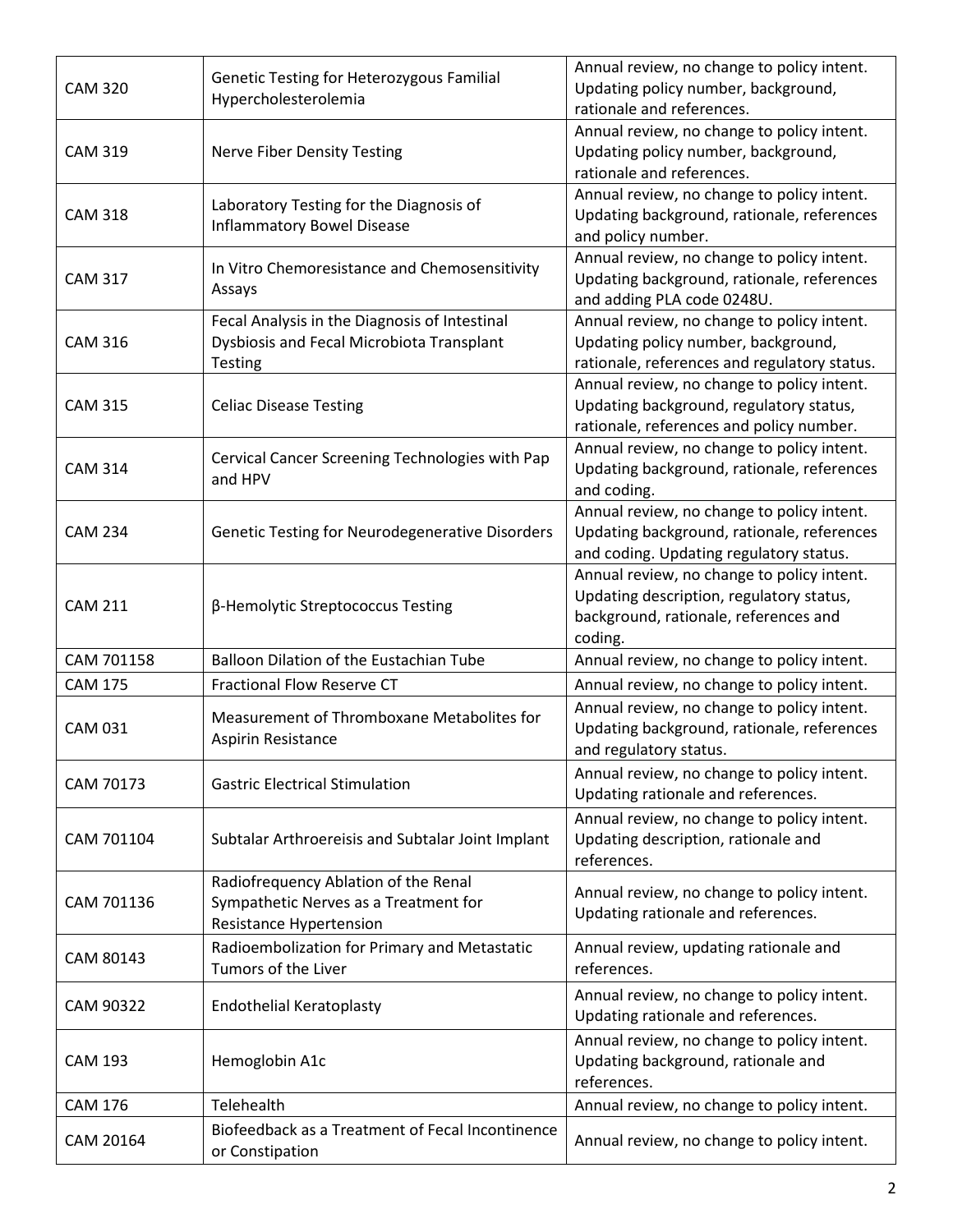| CAM 320 | Genetic Testing for Heterozygous Familial Hypercholesterolemia | Annual review, no change to policy intent. Updating policy number, background, rationale and references. |
|---|---|---|
| CAM 319 | Nerve Fiber Density Testing | Annual review, no change to policy intent. Updating policy number, background, rationale and references. |
| CAM 318 | Laboratory Testing for the Diagnosis of Inflammatory Bowel Disease | Annual review, no change to policy intent. Updating background, rationale, references and policy number. |
| CAM 317 | In Vitro Chemoresistance and Chemosensitivity Assays | Annual review, no change to policy intent. Updating background, rationale, references and adding PLA code 0248U. |
| CAM 316 | Fecal Analysis in the Diagnosis of Intestinal Dysbiosis and Fecal Microbiota Transplant Testing | Annual review, no change to policy intent. Updating policy number, background, rationale, references and regulatory status. |
| CAM 315 | Celiac Disease Testing | Annual review, no change to policy intent. Updating background, regulatory status, rationale, references and policy number. |
| CAM 314 | Cervical Cancer Screening Technologies with Pap and HPV | Annual review, no change to policy intent. Updating background, rationale, references and coding. |
| CAM 234 | Genetic Testing for Neurodegenerative Disorders | Annual review, no change to policy intent. Updating background, rationale, references and coding. Updating regulatory status. |
| CAM 211 | β-Hemolytic Streptococcus Testing | Annual review, no change to policy intent. Updating description, regulatory status, background, rationale, references and coding. |
| CAM 701158 | Balloon Dilation of the Eustachian Tube | Annual review, no change to policy intent. |
| CAM 175 | Fractional Flow Reserve CT | Annual review, no change to policy intent. |
| CAM 031 | Measurement of Thromboxane Metabolites for Aspirin Resistance | Annual review, no change to policy intent. Updating background, rationale, references and regulatory status. |
| CAM 70173 | Gastric Electrical Stimulation | Annual review, no change to policy intent. Updating rationale and references. |
| CAM 701104 | Subtalar Arthroereisis and Subtalar Joint Implant | Annual review, no change to policy intent. Updating description, rationale and references. |
| CAM 701136 | Radiofrequency Ablation of the Renal Sympathetic Nerves as a Treatment for Resistance Hypertension | Annual review, no change to policy intent. Updating rationale and references. |
| CAM 80143 | Radioembolization for Primary and Metastatic Tumors of the Liver | Annual review, updating rationale and references. |
| CAM 90322 | Endothelial Keratoplasty | Annual review, no change to policy intent. Updating rationale and references. |
| CAM 193 | Hemoglobin A1c | Annual review, no change to policy intent. Updating background, rationale and references. |
| CAM 176 | Telehealth | Annual review, no change to policy intent. |
| CAM 20164 | Biofeedback as a Treatment of Fecal Incontinence or Constipation | Annual review, no change to policy intent. |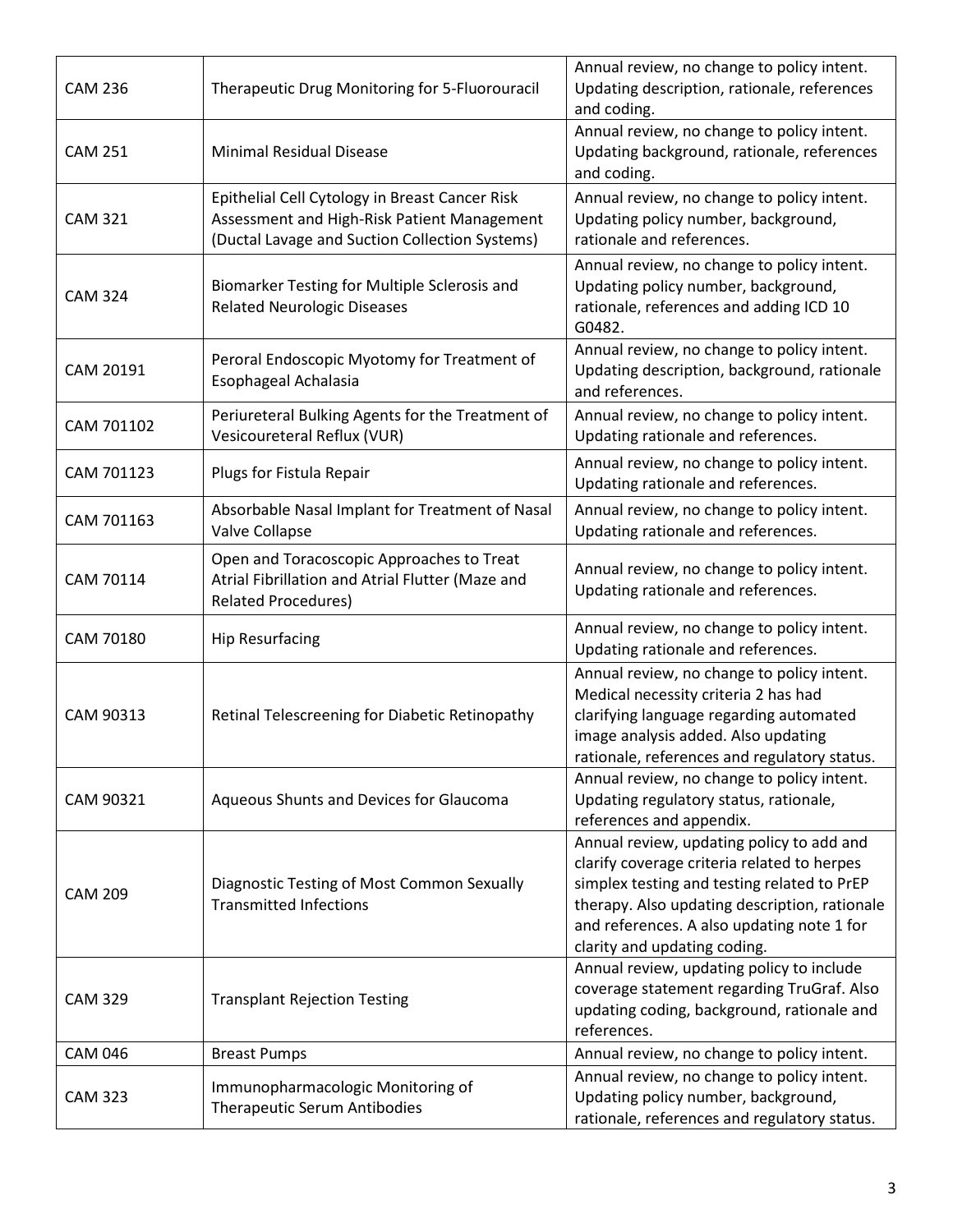| | | |
|---|---|---|
| CAM 236 | Therapeutic Drug Monitoring for 5-Fluorouracil | Annual review, no change to policy intent. Updating description, rationale, references and coding. |
| CAM 251 | Minimal Residual Disease | Annual review, no change to policy intent. Updating background, rationale, references and coding. |
| CAM 321 | Epithelial Cell Cytology in Breast Cancer Risk Assessment and High-Risk Patient Management (Ductal Lavage and Suction Collection Systems) | Annual review, no change to policy intent. Updating policy number, background, rationale and references. |
| CAM 324 | Biomarker Testing for Multiple Sclerosis and Related Neurologic Diseases | Annual review, no change to policy intent. Updating policy number, background, rationale, references and adding ICD 10 G0482. |
| CAM 20191 | Peroral Endoscopic Myotomy for Treatment of Esophageal Achalasia | Annual review, no change to policy intent. Updating description, background, rationale and references. |
| CAM 701102 | Periureteral Bulking Agents for the Treatment of Vesicoureteral Reflux (VUR) | Annual review, no change to policy intent. Updating rationale and references. |
| CAM 701123 | Plugs for Fistula Repair | Annual review, no change to policy intent. Updating rationale and references. |
| CAM 701163 | Absorbable Nasal Implant for Treatment of Nasal Valve Collapse | Annual review, no change to policy intent. Updating rationale and references. |
| CAM 70114 | Open and Toracoscopic Approaches to Treat Atrial Fibrillation and Atrial Flutter (Maze and Related Procedures) | Annual review, no change to policy intent. Updating rationale and references. |
| CAM 70180 | Hip Resurfacing | Annual review, no change to policy intent. Updating rationale and references. |
| CAM 90313 | Retinal Telescreening for Diabetic Retinopathy | Annual review, no change to policy intent. Medical necessity criteria 2 has had clarifying language regarding automated image analysis added. Also updating rationale, references and regulatory status. |
| CAM 90321 | Aqueous Shunts and Devices for Glaucoma | Annual review, no change to policy intent. Updating regulatory status, rationale, references and appendix. |
| CAM 209 | Diagnostic Testing of Most Common Sexually Transmitted Infections | Annual review, updating policy to add and clarify coverage criteria related to herpes simplex testing and testing related to PrEP therapy. Also updating description, rationale and references. A also updating note 1 for clarity and updating coding. |
| CAM 329 | Transplant Rejection Testing | Annual review, updating policy to include coverage statement regarding TruGraf. Also updating coding, background, rationale and references. |
| CAM 046 | Breast Pumps | Annual review, no change to policy intent. |
| CAM 323 | Immunopharmacologic Monitoring of Therapeutic Serum Antibodies | Annual review, no change to policy intent. Updating policy number, background, rationale, references and regulatory status. |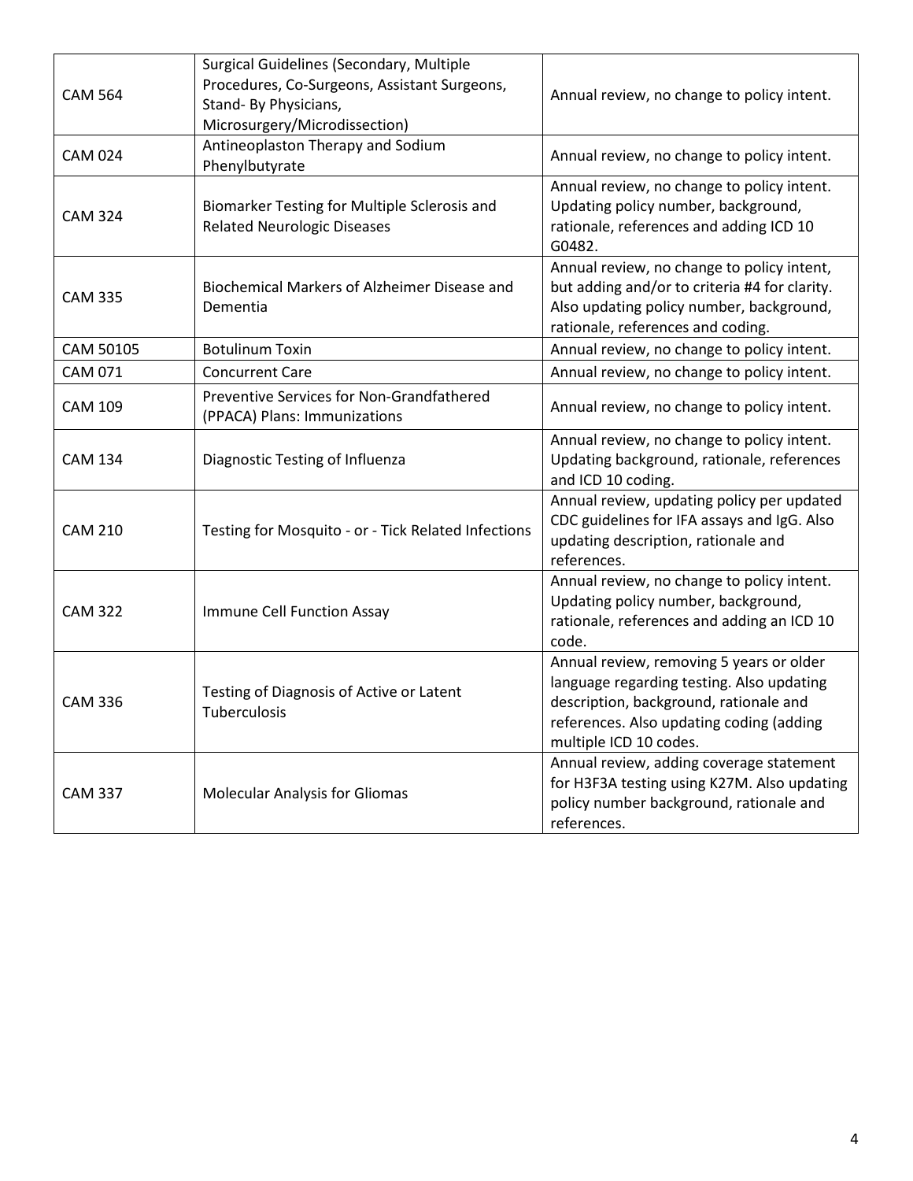| | | |
|---|---|---|
| CAM 564 | Surgical Guidelines (Secondary, Multiple Procedures, Co-Surgeons, Assistant Surgeons, Stand- By Physicians, Microsurgery/Microdissection) | Annual review, no change to policy intent. |
| CAM 024 | Antineoplaston Therapy and Sodium Phenylbutyrate | Annual review, no change to policy intent. |
| CAM 324 | Biomarker Testing for Multiple Sclerosis and Related Neurologic Diseases | Annual review, no change to policy intent. Updating policy number, background, rationale, references and adding ICD 10 G0482. |
| CAM 335 | Biochemical Markers of Alzheimer Disease and Dementia | Annual review, no change to policy intent, but adding and/or to criteria #4 for clarity. Also updating policy number, background, rationale, references and coding. |
| CAM 50105 | Botulinum Toxin | Annual review, no change to policy intent. |
| CAM 071 | Concurrent Care | Annual review, no change to policy intent. |
| CAM 109 | Preventive Services for Non-Grandfathered (PPACA) Plans: Immunizations | Annual review, no change to policy intent. |
| CAM 134 | Diagnostic Testing of Influenza | Annual review, no change to policy intent. Updating background, rationale, references and ICD 10 coding. |
| CAM 210 | Testing for Mosquito - or - Tick Related Infections | Annual review, updating policy per updated CDC guidelines for IFA assays and IgG. Also updating description, rationale and references. |
| CAM 322 | Immune Cell Function Assay | Annual review, no change to policy intent. Updating policy number, background, rationale, references and adding an ICD 10 code. |
| CAM 336 | Testing of Diagnosis of Active or Latent Tuberculosis | Annual review, removing 5 years or older language regarding testing. Also updating description, background, rationale and references. Also updating coding (adding multiple ICD 10 codes. |
| CAM 337 | Molecular Analysis for Gliomas | Annual review, adding coverage statement for H3F3A testing using K27M. Also updating policy number background, rationale and references. |